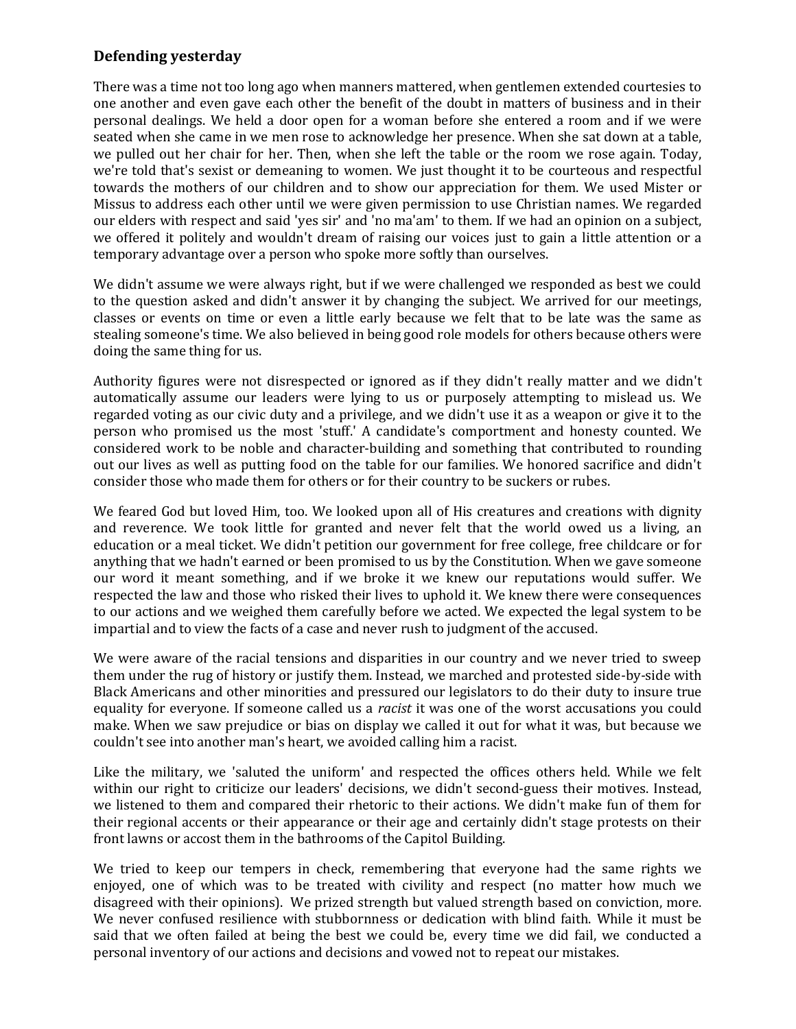## Defending yesterday

There was a time not too long ago when manners mattered, when gentlemen extended courtesies to one another and even gave each other the benefit of the doubt in matters of business and in their personal dealings. We held a door open for a woman before she entered a room and if we were seated when she came in we men rose to acknowledge her presence. When she sat down at a table, we pulled out her chair for her. Then, when she left the table or the room we rose again. Today, we're told that's sexist or demeaning to women. We just thought it to be courteous and respectful towards the mothers of our children and to show our appreciation for them. We used Mister or Missus to address each other until we were given permission to use Christian names. We regarded our elders with respect and said 'yes sir' and 'no ma'am' to them. If we had an opinion on a subject, we offered it politely and wouldn't dream of raising our voices just to gain a little attention or a temporary advantage over a person who spoke more softly than ourselves.

We didn't assume we were always right, but if we were challenged we responded as best we could to the question asked and didn't answer it by changing the subject. We arrived for our meetings, classes or events on time or even a little early because we felt that to be late was the same as stealing someone's time. We also believed in being good role models for others because others were doing the same thing for us.

Authority figures were not disrespected or ignored as if they didn't really matter and we didn't automatically assume our leaders were lying to us or purposely attempting to mislead us. We regarded voting as our civic duty and a privilege, and we didn't use it as a weapon or give it to the person who promised us the most 'stuff.' A candidate's comportment and honesty counted. We considered work to be noble and character-building and something that contributed to rounding out our lives as well as putting food on the table for our families. We honored sacrifice and didn't consider those who made them for others or for their country to be suckers or rubes.

We feared God but loved Him, too. We looked upon all of His creatures and creations with dignity and reverence. We took little for granted and never felt that the world owed us a living, an education or a meal ticket. We didn't petition our government for free college, free childcare or for anything that we hadn't earned or been promised to us by the Constitution. When we gave someone our word it meant something, and if we broke it we knew our reputations would suffer. We respected the law and those who risked their lives to uphold it. We knew there were consequences to our actions and we weighed them carefully before we acted. We expected the legal system to be impartial and to view the facts of a case and never rush to judgment of the accused.

We were aware of the racial tensions and disparities in our country and we never tried to sweep them under the rug of history or justify them. Instead, we marched and protested side-by-side with Black Americans and other minorities and pressured our legislators to do their duty to insure true equality for everyone. If someone called us a *racist* it was one of the worst accusations you could make. When we saw prejudice or bias on display we called it out for what it was, but because we couldn't see into another man's heart, we avoided calling him a racist.

Like the military, we 'saluted the uniform' and respected the offices others held. While we felt within our right to criticize our leaders' decisions, we didn't second-guess their motives. Instead, we listened to them and compared their rhetoric to their actions. We didn't make fun of them for their regional accents or their appearance or their age and certainly didn't stage protests on their front lawns or accost them in the bathrooms of the Capitol Building.

We tried to keep our tempers in check, remembering that everyone had the same rights we enjoyed, one of which was to be treated with civility and respect (no matter how much we disagreed with their opinions). We prized strength but valued strength based on conviction, more. We never confused resilience with stubbornness or dedication with blind faith. While it must be said that we often failed at being the best we could be, every time we did fail, we conducted a personal inventory of our actions and decisions and vowed not to repeat our mistakes.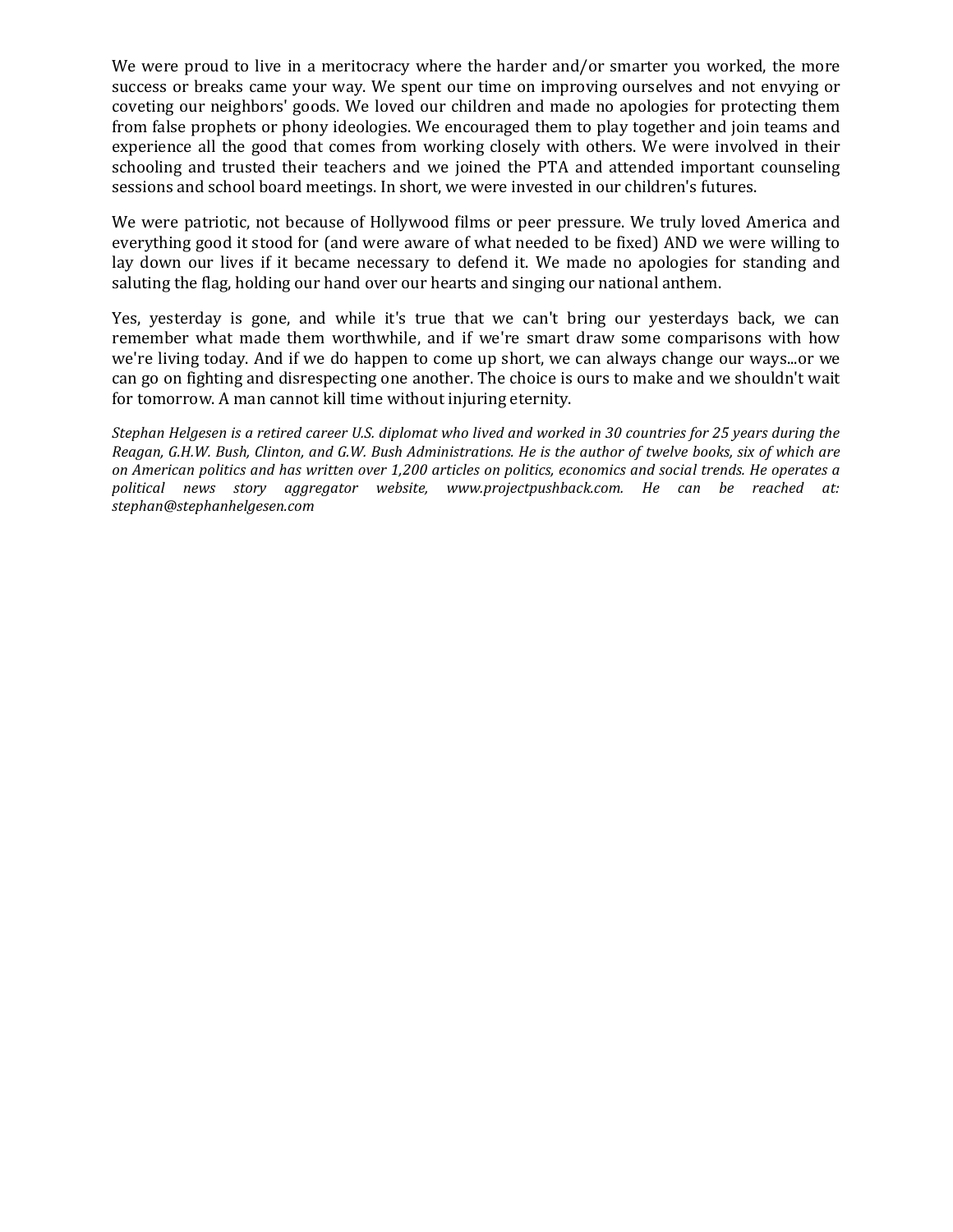We were proud to live in a meritocracy where the harder and/or smarter you worked, the more success or breaks came your way. We spent our time on improving ourselves and not envying or coveting our neighbors' goods. We loved our children and made no apologies for protecting them from false prophets or phony ideologies. We encouraged them to play together and join teams and experience all the good that comes from working closely with others. We were involved in their schooling and trusted their teachers and we joined the PTA and attended important counseling sessions and school board meetings. In short, we were invested in our children's futures.

We were patriotic, not because of Hollywood films or peer pressure. We truly loved America and everything good it stood for (and were aware of what needed to be fixed) AND we were willing to lay down our lives if it became necessary to defend it. We made no apologies for standing and saluting the flag, holding our hand over our hearts and singing our national anthem.

Yes, yesterday is gone, and while it's true that we can't bring our yesterdays back, we can remember what made them worthwhile, and if we're smart draw some comparisons with how we're living today. And if we do happen to come up short, we can always change our ways...or we can go on fighting and disrespecting one another. The choice is ours to make and we shouldn't wait for tomorrow. A man cannot kill time without injuring eternity.

*Stephan Helgesen is a retired career U.S. diplomat who lived and worked in 30 countries for 25 years during the Reagan, G.H.W. Bush, Clinton, and G.W. Bush Administrations. He is the author of twelve books, six of which are on American politics and has written over 1,200 articles on politics, economics and social trends. He operates a political news story aggregator website, www.projectpushback.com. He can be reached at: stephan@stephanhelgesen.com*